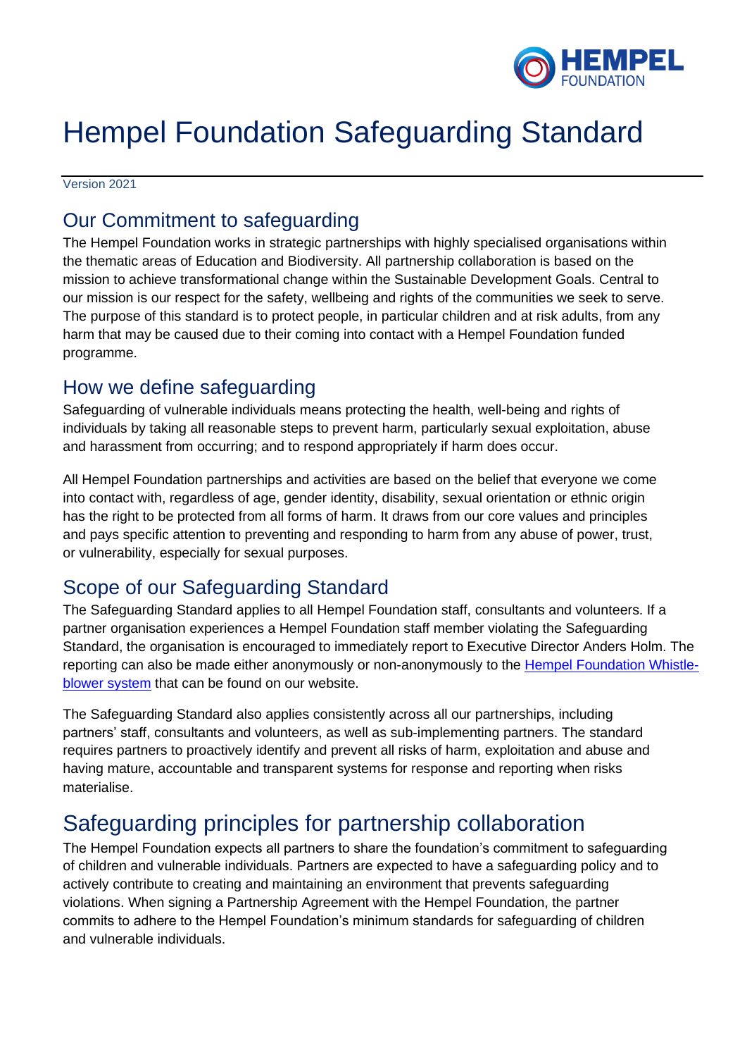# Hempel Foundation Safeguarding Standard

Version 2021

## Our Commitment to safeguarding

The Hempel Foundation works in strategic partnerships with highly specialised organisations within the thematic areas of Education and Biodiversity. All partnership collaboration is based on the mission to achieve transformational change within the Sustainable Development Goals. Central to our mission is our respect for the safety, wellbeing and rights of the communities we seek to serve. The purpose of this standard is to protect people, in particular children and at risk adults, from any harm that may be caused due to their coming into contact with a Hempel Foundation funded programme.

## How we define safeguarding

Safeguarding of vulnerable individuals means protecting the health, well-being and rights of individuals by taking all reasonable steps to prevent harm, particularly sexual exploitation, abuse and harassment from occurring; and to respond appropriately if harm does occur.

All Hempel Foundation partnerships and activities are based on the belief that everyone we come into contact with, regardless of age, gender identity, disability, sexual orientation or ethnic origin has the right to be protected from all forms of harm. It draws from our core values and principles and pays specific attention to preventing and responding to harm from any abuse of power, trust, or vulnerability, especially for sexual purposes.

## Scope of our Safeguarding Standard

The Safeguarding Standard applies to all Hempel Foundation staff, consultants and volunteers. If a partner organisation experiences a Hempel Foundation staff member violating the Safeguarding Standard, the organisation is encouraged to immediately report to Executive Director Anders Holm. The reporting can also be made either anonymously or non-anonymously to the Hempel Foundation Whistle-blower system that can be found on our website.

The Safeguarding Standard also applies consistently across all our partnerships, including partners' staff, consultants and volunteers, as well as sub-implementing partners. The standard requires partners to proactively identify and prevent all risks of harm, exploitation and abuse and having mature, accountable and transparent systems for response and reporting when risks materialise.

# Safeguarding principles for partnership collaboration

The Hempel Foundation expects all partners to share the foundation's commitment to safeguarding of children and vulnerable individuals. Partners are expected to have a safeguarding policy and to actively contribute to creating and maintaining an environment that prevents safeguarding violations. When signing a Partnership Agreement with the Hempel Foundation, the partner commits to adhere to the Hempel Foundation's minimum standards for safeguarding of children and vulnerable individuals.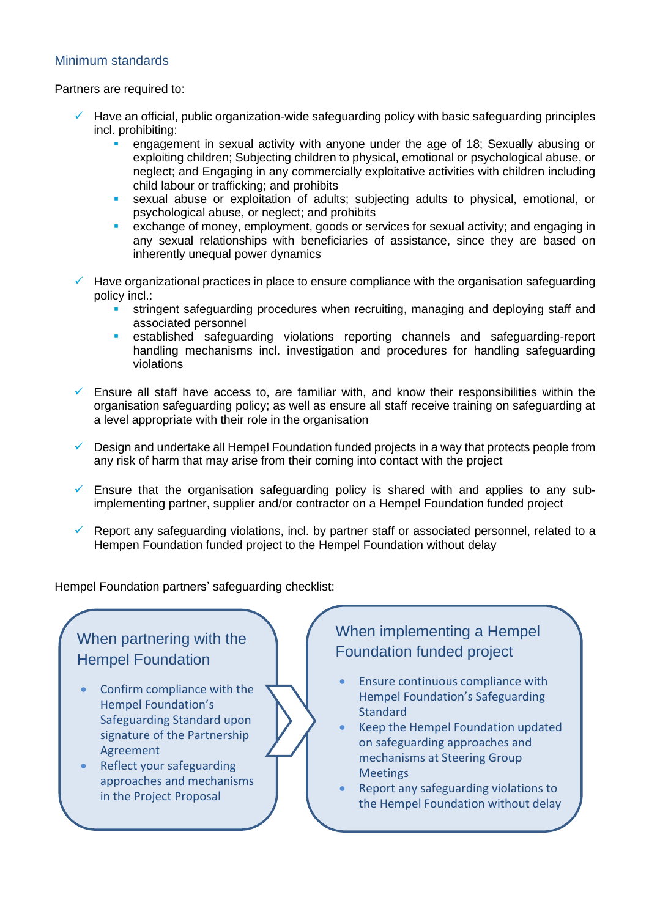## Minimum standards

Partners are required to:

- ✓ Have an official, public organization-wide safeguarding policy with basic safeguarding principles incl. prohibiting:
  - engagement in sexual activity with anyone under the age of 18; Sexually abusing or exploiting children; Subjecting children to physical, emotional or psychological abuse, or neglect; and Engaging in any commercially exploitative activities with children including child labour or trafficking; and prohibits
  - sexual abuse or exploitation of adults; subjecting adults to physical, emotional, or psychological abuse, or neglect; and prohibits
  - exchange of money, employment, goods or services for sexual activity; and engaging in any sexual relationships with beneficiaries of assistance, since they are based on inherently unequal power dynamics

- ✓ Have organizational practices in place to ensure compliance with the organisation safeguarding policy incl.:
  - stringent safeguarding procedures when recruiting, managing and deploying staff and associated personnel
  - established safeguarding violations reporting channels and safeguarding-report handling mechanisms incl. investigation and procedures for handling safeguarding violations

- ✓ Ensure all staff have access to, are familiar with, and know their responsibilities within the organisation safeguarding policy; as well as ensure all staff receive training on safeguarding at a level appropriate with their role in the organisation

- ✓ Design and undertake all Hempel Foundation funded projects in a way that protects people from any risk of harm that may arise from their coming into contact with the project

- ✓ Ensure that the organisation safeguarding policy is shared with and applies to any sub-implementing partner, supplier and/or contractor on a Hempel Foundation funded project

- ✓ Report any safeguarding violations, incl. by partner staff or associated personnel, related to a Hempen Foundation funded project to the Hempel Foundation without delay

Hempel Foundation partners' safeguarding checklist:

### When partnering with the Hempel Foundation

- Confirm compliance with the Hempel Foundation's Safeguarding Standard upon signature of the Partnership Agreement
- Reflect your safeguarding approaches and mechanisms in the Project Proposal

### When implementing a Hempel Foundation funded project

- Ensure continuous compliance with Hempel Foundation's Safeguarding Standard
- Keep the Hempel Foundation updated on safeguarding approaches and mechanisms at Steering Group Meetings
- Report any safeguarding violations to the Hempel Foundation without delay